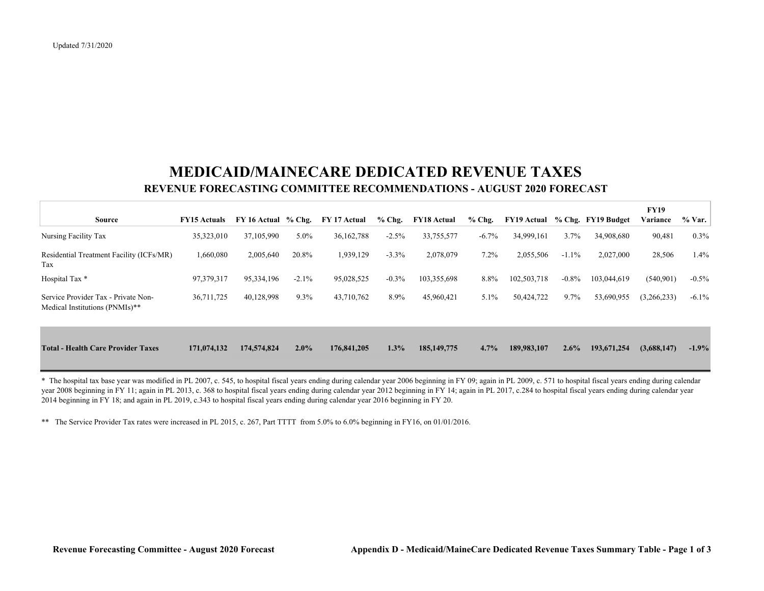Updated 7/31/2020

# MEDICAID/MAINECARE DEDICATED REVENUE TAXES

## REVENUE FORECASTING COMMITTEE RECOMMENDATIONS - AUGUST 2020 FORECAST

| Source | FY15 Actuals | FY 16 Actual | % Chg. | FY 17 Actual | % Chg. | FY18 Actual | % Chg. | FY19 Actual | % Chg. | FY19 Budget | FY19 Variance | % Var. |
|---|---|---|---|---|---|---|---|---|---|---|---|---|
| Nursing Facility Tax | 35,323,010 | 37,105,990 | 5.0% | 36,162,788 | -2.5% | 33,755,577 | -6.7% | 34,999,161 | 3.7% | 34,908,680 | 90,481 | 0.3% |
| Residential Treatment Facility (ICFs/MR) Tax | 1,660,080 | 2,005,640 | 20.8% | 1,939,129 | -3.3% | 2,078,079 | 7.2% | 2,055,506 | -1.1% | 2,027,000 | 28,506 | 1.4% |
| Hospital Tax * | 97,379,317 | 95,334,196 | -2.1% | 95,028,525 | -0.3% | 103,355,698 | 8.8% | 102,503,718 | -0.8% | 103,044,619 | (540,901) | -0.5% |
| Service Provider Tax - Private Non-Medical Institutions (PNMIs)** | 36,711,725 | 40,128,998 | 9.3% | 43,710,762 | 8.9% | 45,960,421 | 5.1% | 50,424,722 | 9.7% | 53,690,955 | (3,266,233) | -6.1% |
| **Total - Health Care Provider Taxes** | **171,074,132** | **174,574,824** | **2.0%** | **176,841,205** | **1.3%** | **185,149,775** | **4.7%** | **189,983,107** | **2.6%** | **193,671,254** | **(3,688,147)** | **-1.9%** |

* The hospital tax base year was modified in PL 2007, c. 545, to hospital fiscal years ending during calendar year 2006 beginning in FY 09; again in PL 2009, c. 571 to hospital fiscal years ending during calendar year 2008 beginning in FY 11; again in PL 2013, c. 368 to hospital fiscal years ending during calendar year 2012 beginning in FY 14; again in PL 2017, c.284 to hospital fiscal years ending during calendar year 2014 beginning in FY 18; and again in PL 2019, c.343 to hospital fiscal years ending during calendar year 2016 beginning in FY 20.

** The Service Provider Tax rates were increased in PL 2015, c. 267, Part TTTT from 5.0% to 6.0% beginning in FY16, on 01/01/2016.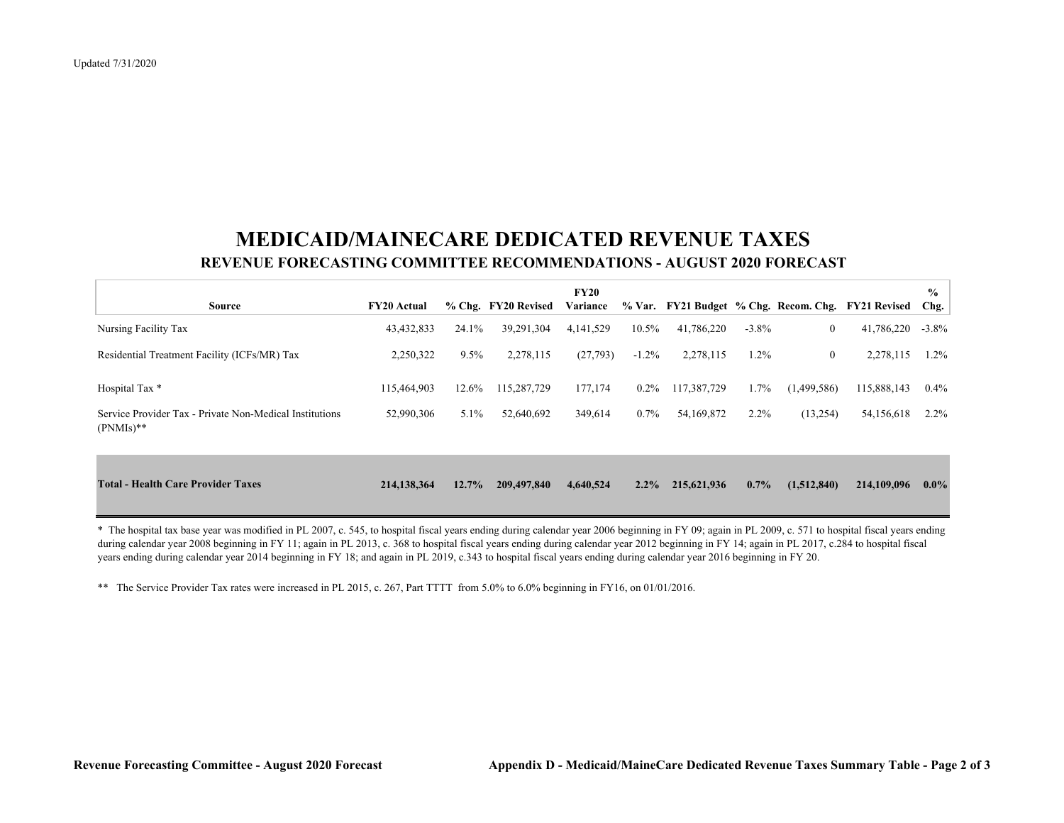Updated 7/31/2020

# MEDICAID/MAINECARE DEDICATED REVENUE TAXES

## REVENUE FORECASTING COMMITTEE RECOMMENDATIONS - AUGUST 2020 FORECAST

| Source | FY20 Actual | % Chg. | FY20 Revised | FY20 Variance | % Var. | FY21 Budget | % Chg. | Recom. Chg. | FY21 Revised | % Chg. |
|---|---|---|---|---|---|---|---|---|---|---|
| Nursing Facility Tax | 43,432,833 | 24.1% | 39,291,304 | 4,141,529 | 10.5% | 41,786,220 | -3.8% | 0 | 41,786,220 | -3.8% |
| Residential Treatment Facility (ICFs/MR) Tax | 2,250,322 | 9.5% | 2,278,115 | (27,793) | -1.2% | 2,278,115 | 1.2% | 0 | 2,278,115 | 1.2% |
| Hospital Tax * | 115,464,903 | 12.6% | 115,287,729 | 177,174 | 0.2% | 117,387,729 | 1.7% | (1,499,586) | 115,888,143 | 0.4% |
| Service Provider Tax - Private Non-Medical Institutions (PNMIs)** | 52,990,306 | 5.1% | 52,640,692 | 349,614 | 0.7% | 54,169,872 | 2.2% | (13,254) | 54,156,618 | 2.2% |
| **Total - Health Care Provider Taxes** | **214,138,364** | **12.7%** | **209,497,840** | **4,640,524** | **2.2%** | **215,621,936** | **0.7%** | **(1,512,840)** | **214,109,096** | **0.0%** |

* The hospital tax base year was modified in PL 2007, c. 545, to hospital fiscal years ending during calendar year 2006 beginning in FY 09; again in PL 2009, c. 571 to hospital fiscal years ending during calendar year 2008 beginning in FY 11; again in PL 2013, c. 368 to hospital fiscal years ending during calendar year 2012 beginning in FY 14; again in PL 2017, c.284 to hospital fiscal years ending during calendar year 2014 beginning in FY 18; and again in PL 2019, c.343 to hospital fiscal years ending during calendar year 2016 beginning in FY 20.

** The Service Provider Tax rates were increased in PL 2015, c. 267, Part TTTT from 5.0% to 6.0% beginning in FY16, on 01/01/2016.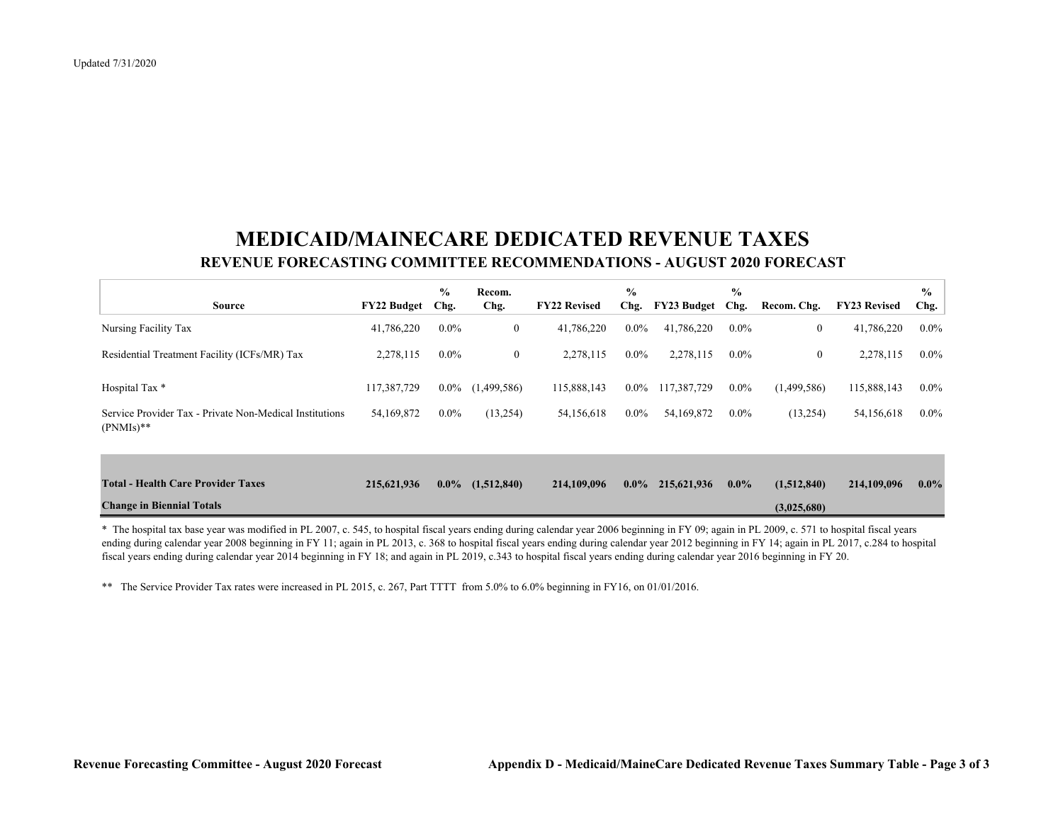Updated 7/31/2020

# MEDICAID/MAINECARE DEDICATED REVENUE TAXES

## REVENUE FORECASTING COMMITTEE RECOMMENDATIONS - AUGUST 2020 FORECAST

| Source | FY22 Budget | % Chg. | Recom. Chg. | FY22 Revised | % Chg. | FY23 Budget | % Chg. | Recom. Chg. | FY23 Revised | % Chg. |
|---|---|---|---|---|---|---|---|---|---|---|
| Nursing Facility Tax | 41,786,220 | 0.0% | 0 | 41,786,220 | 0.0% | 41,786,220 | 0.0% | 0 | 41,786,220 | 0.0% |
| Residential Treatment Facility (ICFs/MR) Tax | 2,278,115 | 0.0% | 0 | 2,278,115 | 0.0% | 2,278,115 | 0.0% | 0 | 2,278,115 | 0.0% |
| Hospital Tax * | 117,387,729 | 0.0% | (1,499,586) | 115,888,143 | 0.0% | 117,387,729 | 0.0% | (1,499,586) | 115,888,143 | 0.0% |
| Service Provider Tax - Private Non-Medical Institutions (PNMIs)** | 54,169,872 | 0.0% | (13,254) | 54,156,618 | 0.0% | 54,169,872 | 0.0% | (13,254) | 54,156,618 | 0.0% |
| **Total - Health Care Provider Taxes** | **215,621,936** | **0.0%** | **(1,512,840)** | **214,109,096** | **0.0%** | **215,621,936** | **0.0%** | **(1,512,840)** | **214,109,096** | **0.0%** |
| **Change in Biennial Totals** | | | | | | | | **(3,025,680)** | | |

* The hospital tax base year was modified in PL 2007, c. 545, to hospital fiscal years ending during calendar year 2006 beginning in FY 09; again in PL 2009, c. 571 to hospital fiscal years ending during calendar year 2008 beginning in FY 11; again in PL 2013, c. 368 to hospital fiscal years ending during calendar year 2012 beginning in FY 14; again in PL 2017, c.284 to hospital fiscal years ending during calendar year 2014 beginning in FY 18; and again in PL 2019, c.343 to hospital fiscal years ending during calendar year 2016 beginning in FY 20.

** The Service Provider Tax rates were increased in PL 2015, c. 267, Part TTTT from 5.0% to 6.0% beginning in FY16, on 01/01/2016.